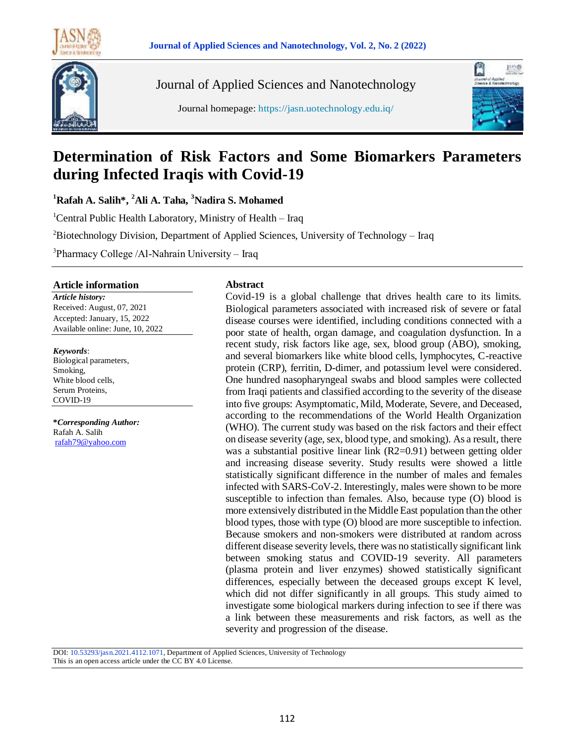Journal of Applied Sciences and Nanotechnology

Journal homepage: https://jasn.uotechnology.edu.iq/

# Determination of Risk Factors and Some Biomarkers Parameters during Infected Iraqis with Covid-19

**[1]Rafah A. Salih*, [2]Ali A. Taha, [3]Nadira S. Mohamed**

[1]Central Public Health Laboratory, Ministry of Health – Iraq

[2]Biotechnology Division, Department of Applied Sciences, University of Technology – Iraq

[3]Pharmacy College /Al-Nahrain University – Iraq

## Article information

***Article history:***

Received: August, 07, 2021

Accepted: January, 15, 2022

Available online: June, 10, 2022

***Keywords***:

Biological parameters,

Smoking,

White blood cells,

Serum Proteins,

COVID-19

***Corresponding Author:***

Rafah A. Salih

rafah79@yahoo.com

## Abstract

Covid-19 is a global challenge that drives health care to its limits. Biological parameters associated with increased risk of severe or fatal disease courses were identified, including conditions connected with a poor state of health, organ damage, and coagulation dysfunction. In a recent study, risk factors like age, sex, blood group (ABO), smoking, and several biomarkers like white blood cells, lymphocytes, C-reactive protein (CRP), ferritin, D-dimer, and potassium level were considered. One hundred nasopharyngeal swabs and blood samples were collected from Iraqi patients and classified according to the severity of the disease into five groups: Asymptomatic, Mild, Moderate, Severe, and Deceased, according to the recommendations of the World Health Organization (WHO). The current study was based on the risk factors and their effect on disease severity (age, sex, blood type, and smoking). As a result, there was a substantial positive linear link ($R^2$=0.91) between getting older and increasing disease severity. Study results were showed a little statistically significant difference in the number of males and females infected with SARS-CoV-2. Interestingly, males were shown to be more susceptible to infection than females. Also, because type (O) blood is more extensively distributed in the Middle East population than the other blood types, those with type (O) blood are more susceptible to infection. Because smokers and non-smokers were distributed at random across different disease severity levels, there was no statistically significant link between smoking status and COVID-19 severity. All parameters (plasma protein and liver enzymes) showed statistically significant differences, especially between the deceased groups except K level, which did not differ significantly in all groups. This study aimed to investigate some biological markers during infection to see if there was a link between these measurements and risk factors, as well as the severity and progression of the disease.

DOI: 10.53293/jasn.2021.4112.1071, Department of Applied Sciences, University of Technology

This is an open access article under the CC BY 4.0 License.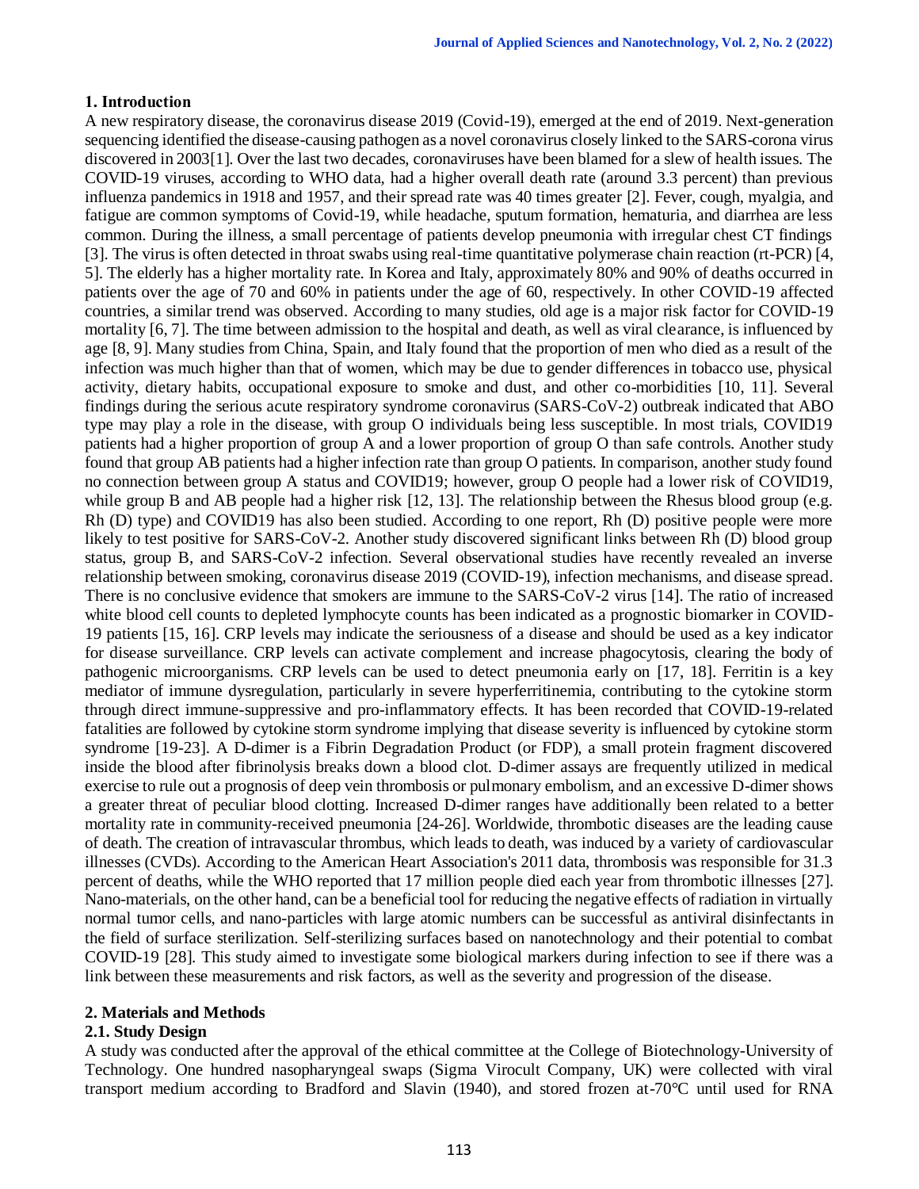## 1. Introduction

A new respiratory disease, the coronavirus disease 2019 (Covid-19), emerged at the end of 2019. Next-generation sequencing identified the disease-causing pathogen as a novel coronavirus closely linked to the SARS-corona virus discovered in 2003[1]. Over the last two decades, coronaviruses have been blamed for a slew of health issues. The COVID-19 viruses, according to WHO data, had a higher overall death rate (around 3.3 percent) than previous influenza pandemics in 1918 and 1957, and their spread rate was 40 times greater [2]. Fever, cough, myalgia, and fatigue are common symptoms of Covid-19, while headache, sputum formation, hematuria, and diarrhea are less common. During the illness, a small percentage of patients develop pneumonia with irregular chest CT findings [3]. The virus is often detected in throat swabs using real-time quantitative polymerase chain reaction (rt-PCR) [4, 5]. The elderly has a higher mortality rate. In Korea and Italy, approximately 80% and 90% of deaths occurred in patients over the age of 70 and 60% in patients under the age of 60, respectively. In other COVID-19 affected countries, a similar trend was observed. According to many studies, old age is a major risk factor for COVID-19 mortality [6, 7]. The time between admission to the hospital and death, as well as viral clearance, is influenced by age [8, 9]. Many studies from China, Spain, and Italy found that the proportion of men who died as a result of the infection was much higher than that of women, which may be due to gender differences in tobacco use, physical activity, dietary habits, occupational exposure to smoke and dust, and other co-morbidities [10, 11]. Several findings during the serious acute respiratory syndrome coronavirus (SARS-CoV-2) outbreak indicated that ABO type may play a role in the disease, with group O individuals being less susceptible. In most trials, COVID19 patients had a higher proportion of group A and a lower proportion of group O than safe controls. Another study found that group AB patients had a higher infection rate than group O patients. In comparison, another study found no connection between group A status and COVID19; however, group O people had a lower risk of COVID19, while group B and AB people had a higher risk [12, 13]. The relationship between the Rhesus blood group (e.g. Rh (D) type) and COVID19 has also been studied. According to one report, Rh (D) positive people were more likely to test positive for SARS-CoV-2. Another study discovered significant links between Rh (D) blood group status, group B, and SARS-CoV-2 infection. Several observational studies have recently revealed an inverse relationship between smoking, coronavirus disease 2019 (COVID-19), infection mechanisms, and disease spread. There is no conclusive evidence that smokers are immune to the SARS-CoV-2 virus [14]. The ratio of increased white blood cell counts to depleted lymphocyte counts has been indicated as a prognostic biomarker in COVID-19 patients [15, 16]. CRP levels may indicate the seriousness of a disease and should be used as a key indicator for disease surveillance. CRP levels can activate complement and increase phagocytosis, clearing the body of pathogenic microorganisms. CRP levels can be used to detect pneumonia early on [17, 18]. Ferritin is a key mediator of immune dysregulation, particularly in severe hyperferritinemia, contributing to the cytokine storm through direct immune-suppressive and pro-inflammatory effects. It has been recorded that COVID-19-related fatalities are followed by cytokine storm syndrome implying that disease severity is influenced by cytokine storm syndrome [19-23]. A D-dimer is a Fibrin Degradation Product (or FDP), a small protein fragment discovered inside the blood after fibrinolysis breaks down a blood clot. D-dimer assays are frequently utilized in medical exercise to rule out a prognosis of deep vein thrombosis or pulmonary embolism, and an excessive D-dimer shows a greater threat of peculiar blood clotting. Increased D-dimer ranges have additionally been related to a better mortality rate in community-received pneumonia [24-26]. Worldwide, thrombotic diseases are the leading cause of death. The creation of intravascular thrombus, which leads to death, was induced by a variety of cardiovascular illnesses (CVDs). According to the American Heart Association's 2011 data, thrombosis was responsible for 31.3 percent of deaths, while the WHO reported that 17 million people died each year from thrombotic illnesses [27]. Nano-materials, on the other hand, can be a beneficial tool for reducing the negative effects of radiation in virtually normal tumor cells, and nano-particles with large atomic numbers can be successful as antiviral disinfectants in the field of surface sterilization. Self-sterilizing surfaces based on nanotechnology and their potential to combat COVID-19 [28]. This study aimed to investigate some biological markers during infection to see if there was a link between these measurements and risk factors, as well as the severity and progression of the disease.

## 2. Materials and Methods

### 2.1. Study Design

A study was conducted after the approval of the ethical committee at the College of Biotechnology-University of Technology. One hundred nasopharyngeal swaps (Sigma Virocult Company, UK) were collected with viral transport medium according to Bradford and Slavin (1940), and stored frozen at-70°C until used for RNA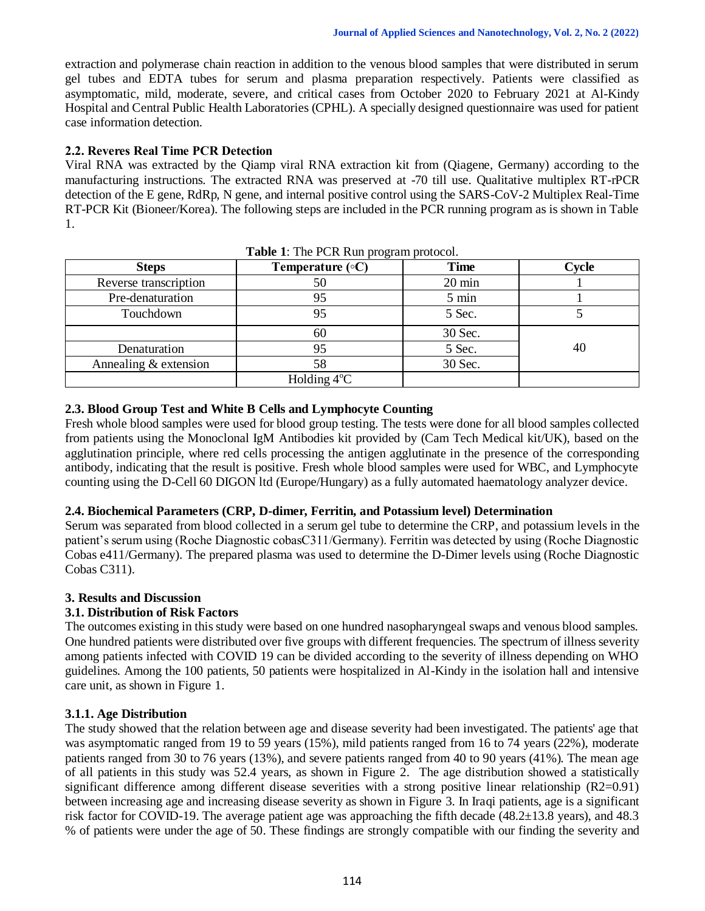extraction and polymerase chain reaction in addition to the venous blood samples that were distributed in serum gel tubes and EDTA tubes for serum and plasma preparation respectively. Patients were classified as asymptomatic, mild, moderate, severe, and critical cases from October 2020 to February 2021 at Al-Kindy Hospital and Central Public Health Laboratories (CPHL). A specially designed questionnaire was used for patient case information detection.

### 2.2. Reveres Real Time PCR Detection

Viral RNA was extracted by the Qiamp viral RNA extraction kit from (Qiagene, Germany) according to the manufacturing instructions. The extracted RNA was preserved at -70 till use. Qualitative multiplex RT-rPCR detection of the E gene, RdRp, N gene, and internal positive control using the SARS-CoV-2 Multiplex Real-Time RT-PCR Kit (Bioneer/Korea). The following steps are included in the PCR running program as is shown in Table 1.

**Table 1**: The PCR Run program protocol.

| Steps | Temperature (◦C) | Time | Cycle |
|---|---|---|---|
| Reverse transcription | 50 | 20 min | 1 |
| Pre-denaturation | 95 | 5 min | 1 |
| Touchdown | 95 | 5 Sec. | 5 |
| | 60 | 30 Sec. | 40 |
| Denaturation | 95 | 5 Sec. | |
| Annealing & extension | 58 | 30 Sec. | |
| | Holding 4°C | | |

### 2.3. Blood Group Test and White B Cells and Lymphocyte Counting

Fresh whole blood samples were used for blood group testing. The tests were done for all blood samples collected from patients using the Monoclonal IgM Antibodies kit provided by (Cam Tech Medical kit/UK), based on the agglutination principle, where red cells processing the antigen agglutinate in the presence of the corresponding antibody, indicating that the result is positive. Fresh whole blood samples were used for WBC, and Lymphocyte counting using the D-Cell 60 DIGON ltd (Europe/Hungary) as a fully automated haematology analyzer device.

### 2.4. Biochemical Parameters (CRP, D-dimer, Ferritin, and Potassium level) Determination

Serum was separated from blood collected in a serum gel tube to determine the CRP, and potassium levels in the patient's serum using (Roche Diagnostic cobasC311/Germany). Ferritin was detected by using (Roche Diagnostic Cobas e411/Germany). The prepared plasma was used to determine the D-Dimer levels using (Roche Diagnostic Cobas C311).

## 3. Results and Discussion

### 3.1. Distribution of Risk Factors

The outcomes existing in this study were based on one hundred nasopharyngeal swaps and venous blood samples. One hundred patients were distributed over five groups with different frequencies. The spectrum of illness severity among patients infected with COVID 19 can be divided according to the severity of illness depending on WHO guidelines. Among the 100 patients, 50 patients were hospitalized in Al-Kindy in the isolation hall and intensive care unit, as shown in Figure 1.

#### 3.1.1. Age Distribution

The study showed that the relation between age and disease severity had been investigated. The patients' age that was asymptomatic ranged from 19 to 59 years (15%), mild patients ranged from 16 to 74 years (22%), moderate patients ranged from 30 to 76 years (13%), and severe patients ranged from 40 to 90 years (41%). The mean age of all patients in this study was 52.4 years, as shown in Figure 2. The age distribution showed a statistically significant difference among different disease severities with a strong positive linear relationship ($R2=0.91$) between increasing age and increasing disease severity as shown in Figure 3. In Iraqi patients, age is a significant risk factor for COVID-19. The average patient age was approaching the fifth decade (48.2±13.8 years), and 48.3 % of patients were under the age of 50. These findings are strongly compatible with our finding the severity and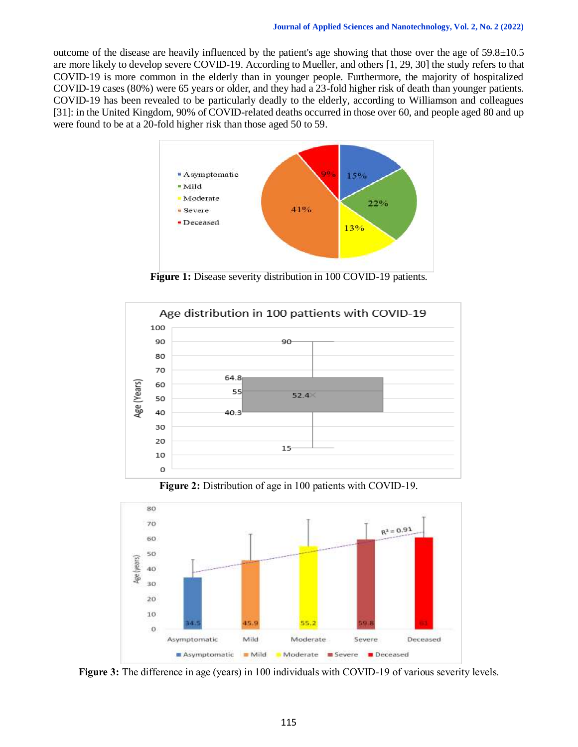outcome of the disease are heavily influenced by the patient's age showing that those over the age of 59.8±10.5 are more likely to develop severe COVID-19. According to Mueller, and others [1, 29, 30] the study refers to that COVID-19 is more common in the elderly than in younger people. Furthermore, the majority of hospitalized COVID-19 cases (80%) were 65 years or older, and they had a 23-fold higher risk of death than younger patients. COVID-19 has been revealed to be particularly deadly to the elderly, according to Williamson and colleagues [31]: in the United Kingdom, 90% of COVID-related deaths occurred in those over 60, and people aged 80 and up were found to be at a 20-fold higher risk than those aged 50 to 59.

**Figure 1:** Disease severity distribution in 100 COVID-19 patients.

**Figure 2:** Distribution of age in 100 patients with COVID-19.

**Figure 3:** The difference in age (years) in 100 individuals with COVID-19 of various severity levels.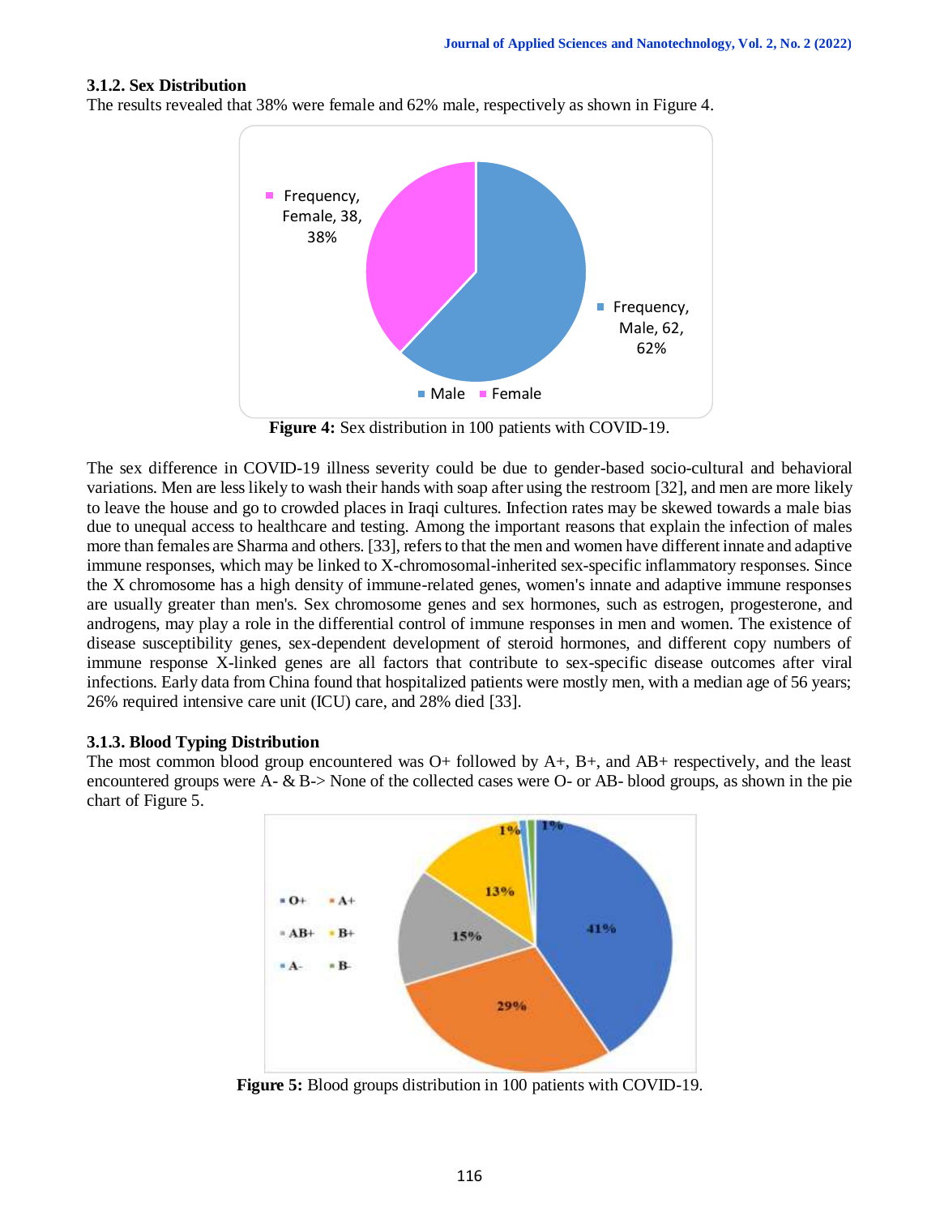### 3.1.2. Sex Distribution

The results revealed that 38% were female and 62% male, respectively as shown in Figure 4.

**Figure 4:** Sex distribution in 100 patients with COVID-19.

The sex difference in COVID-19 illness severity could be due to gender-based socio-cultural and behavioral variations. Men are less likely to wash their hands with soap after using the restroom [32], and men are more likely to leave the house and go to crowded places in Iraqi cultures. Infection rates may be skewed towards a male bias due to unequal access to healthcare and testing. Among the important reasons that explain the infection of males more than females are Sharma and others. [33], refers to that the men and women have different innate and adaptive immune responses, which may be linked to X-chromosomal-inherited sex-specific inflammatory responses. Since the X chromosome has a high density of immune-related genes, women's innate and adaptive immune responses are usually greater than men's. Sex chromosome genes and sex hormones, such as estrogen, progesterone, and androgens, may play a role in the differential control of immune responses in men and women. The existence of disease susceptibility genes, sex-dependent development of steroid hormones, and different copy numbers of immune response X-linked genes are all factors that contribute to sex-specific disease outcomes after viral infections. Early data from China found that hospitalized patients were mostly men, with a median age of 56 years; 26% required intensive care unit (ICU) care, and 28% died [33].

### 3.1.3. Blood Typing Distribution

The most common blood group encountered was O+ followed by A+, B+, and AB+ respectively, and the least encountered groups were A- & B-> None of the collected cases were O- or AB- blood groups, as shown in the pie chart of Figure 5.

**Figure 5:** Blood groups distribution in 100 patients with COVID-19.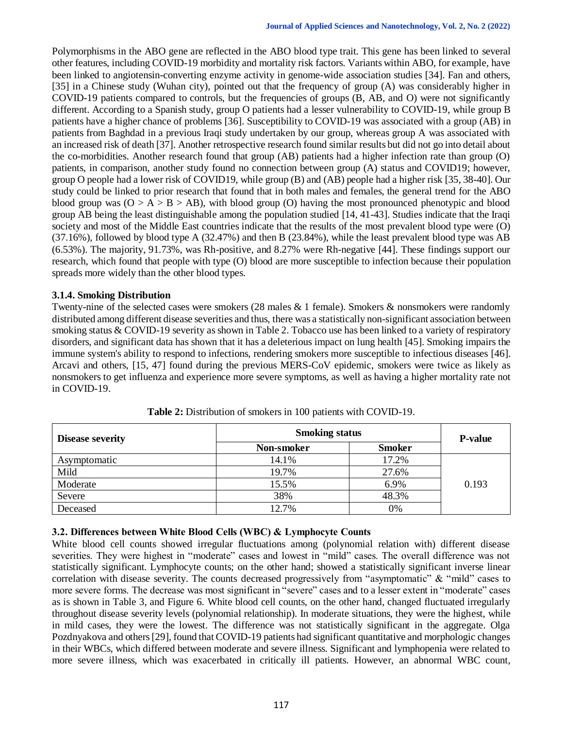Polymorphisms in the ABO gene are reflected in the ABO blood type trait. This gene has been linked to several other features, including COVID-19 morbidity and mortality risk factors. Variants within ABO, for example, have been linked to angiotensin-converting enzyme activity in genome-wide association studies [34]. Fan and others, [35] in a Chinese study (Wuhan city), pointed out that the frequency of group (A) was considerably higher in COVID-19 patients compared to controls, but the frequencies of groups (B, AB, and O) were not significantly different. According to a Spanish study, group O patients had a lesser vulnerability to COVID-19, while group B patients have a higher chance of problems [36]. Susceptibility to COVID-19 was associated with a group (AB) in patients from Baghdad in a previous Iraqi study undertaken by our group, whereas group A was associated with an increased risk of death [37]. Another retrospective research found similar results but did not go into detail about the co-morbidities. Another research found that group (AB) patients had a higher infection rate than group (O) patients, in comparison, another study found no connection between group (A) status and COVID19; however, group O people had a lower risk of COVID19, while group (B) and (AB) people had a higher risk [35, 38-40]. Our study could be linked to prior research that found that in both males and females, the general trend for the ABO blood group was (O > A > B > AB), with blood group (O) having the most pronounced phenotypic and blood group AB being the least distinguishable among the population studied [14, 41-43]. Studies indicate that the Iraqi society and most of the Middle East countries indicate that the results of the most prevalent blood type were (O) (37.16%), followed by blood type A (32.47%) and then B (23.84%), while the least prevalent blood type was AB (6.53%). The majority, 91.73%, was Rh-positive, and 8.27% were Rh-negative [44]. These findings support our research, which found that people with type (O) blood are more susceptible to infection because their population spreads more widely than the other blood types.

### 3.1.4. Smoking Distribution

Twenty-nine of the selected cases were smokers (28 males & 1 female). Smokers & nonsmokers were randomly distributed among different disease severities and thus, there was a statistically non-significant association between smoking status & COVID-19 severity as shown in Table 2. Tobacco use has been linked to a variety of respiratory disorders, and significant data has shown that it has a deleterious impact on lung health [45]. Smoking impairs the immune system's ability to respond to infections, rendering smokers more susceptible to infectious diseases [46]. Arcavi and others, [15, 47] found during the previous MERS-CoV epidemic, smokers were twice as likely as nonsmokers to get influenza and experience more severe symptoms, as well as having a higher mortality rate not in COVID-19.

**Table 2:** Distribution of smokers in 100 patients with COVID-19.

| Disease severity | Smoking status | | P-value |
|---|---|---|---|
| | Non-smoker | Smoker | |
| Asymptomatic | 14.1% | 17.2% | 0.193 |
| Mild | 19.7% | 27.6% | |
| Moderate | 15.5% | 6.9% | |
| Severe | 38% | 48.3% | |
| Deceased | 12.7% | 0% | |

## 3.2. Differences between White Blood Cells (WBC) & Lymphocyte Counts

White blood cell counts showed irregular fluctuations among (polynomial relation with) different disease severities. They were highest in "moderate" cases and lowest in "mild" cases. The overall difference was not statistically significant. Lymphocyte counts; on the other hand; showed a statistically significant inverse linear correlation with disease severity. The counts decreased progressively from "asymptomatic" & "mild" cases to more severe forms. The decrease was most significant in "severe" cases and to a lesser extent in "moderate" cases as is shown in Table 3, and Figure 6. White blood cell counts, on the other hand, changed fluctuated irregularly throughout disease severity levels (polynomial relationship). In moderate situations, they were the highest, while in mild cases, they were the lowest. The difference was not statistically significant in the aggregate. Olga Pozdnyakova and others [29], found that COVID-19 patients had significant quantitative and morphologic changes in their WBCs, which differed between moderate and severe illness. Significant and lymphopenia were related to more severe illness, which was exacerbated in critically ill patients. However, an abnormal WBC count,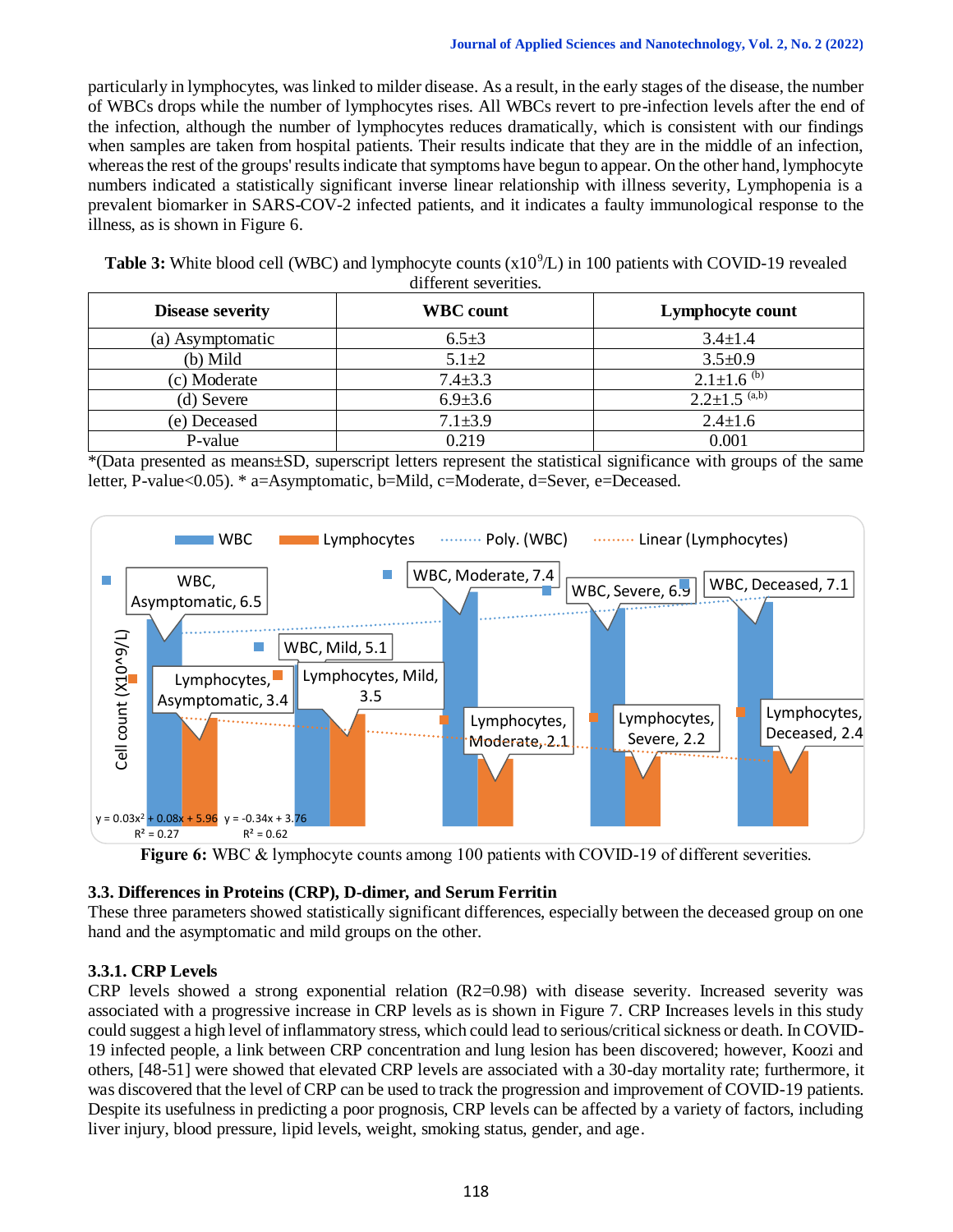particularly in lymphocytes, was linked to milder disease. As a result, in the early stages of the disease, the number of WBCs drops while the number of lymphocytes rises. All WBCs revert to pre-infection levels after the end of the infection, although the number of lymphocytes reduces dramatically, which is consistent with our findings when samples are taken from hospital patients. Their results indicate that they are in the middle of an infection, whereas the rest of the groups' results indicate that symptoms have begun to appear. On the other hand, lymphocyte numbers indicated a statistically significant inverse linear relationship with illness severity, Lymphopenia is a prevalent biomarker in SARS-COV-2 infected patients, and it indicates a faulty immunological response to the illness, as is shown in Figure 6.

**Table 3:** White blood cell (WBC) and lymphocyte counts ($x10^9$/L) in 100 patients with COVID-19 revealed different severities.

| Disease severity | WBC count | Lymphocyte count |
|---|---|---|
| (a) Asymptomatic | 6.5±3 | 3.4±1.4 |
| (b) Mild | 5.1±2 | 3.5±0.9 |
| (c) Moderate | 7.4±3.3 | 2.1±1.6 [(b)] |
| (d) Severe | 6.9±3.6 | 2.2±1.5 [(a,b)] |
| (e) Deceased | 7.1±3.9 | 2.4±1.6 |
| P-value | 0.219 | 0.001 |

*(Data presented as means±SD, superscript letters represent the statistical significance with groups of the same letter, P-value<0.05). * a=Asymptomatic, b=Mild, c=Moderate, d=Sever, e=Deceased.

**Figure 6:** WBC & lymphocyte counts among 100 patients with COVID-19 of different severities.

### 3.3. Differences in Proteins (CRP), D-dimer, and Serum Ferritin

These three parameters showed statistically significant differences, especially between the deceased group on one hand and the asymptomatic and mild groups on the other.

#### 3.3.1. CRP Levels

CRP levels showed a strong exponential relation (R2=0.98) with disease severity. Increased severity was associated with a progressive increase in CRP levels as is shown in Figure 7. CRP Increases levels in this study could suggest a high level of inflammatory stress, which could lead to serious/critical sickness or death. In COVID-19 infected people, a link between CRP concentration and lung lesion has been discovered; however, Koozi and others, [48-51] were showed that elevated CRP levels are associated with a 30-day mortality rate; furthermore, it was discovered that the level of CRP can be used to track the progression and improvement of COVID-19 patients. Despite its usefulness in predicting a poor prognosis, CRP levels can be affected by a variety of factors, including liver injury, blood pressure, lipid levels, weight, smoking status, gender, and age.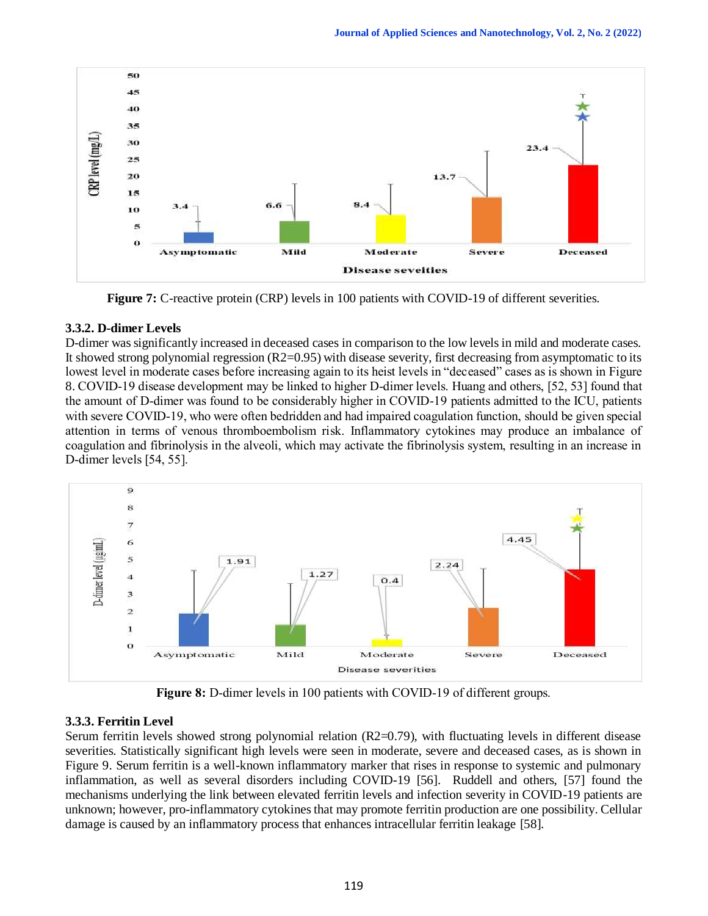Figure 7: C-reactive protein (CRP) levels in 100 patients with COVID-19 of different severities.

### 3.3.2. D-dimer Levels

D-dimer was significantly increased in deceased cases in comparison to the low levels in mild and moderate cases. It showed strong polynomial regression ($R2=0.95$) with disease severity, first decreasing from asymptomatic to its lowest level in moderate cases before increasing again to its heist levels in "deceased" cases as is shown in Figure 8. COVID-19 disease development may be linked to higher D-dimer levels. Huang and others, [52, 53] found that the amount of D-dimer was found to be considerably higher in COVID-19 patients admitted to the ICU, patients with severe COVID-19, who were often bedridden and had impaired coagulation function, should be given special attention in terms of venous thromboembolism risk. Inflammatory cytokines may produce an imbalance of coagulation and fibrinolysis in the alveoli, which may activate the fibrinolysis system, resulting in an increase in D-dimer levels [54, 55].

Figure 8: D-dimer levels in 100 patients with COVID-19 of different groups.

### 3.3.3. Ferritin Level

Serum ferritin levels showed strong polynomial relation ($R2=0.79$), with fluctuating levels in different disease severities. Statistically significant high levels were seen in moderate, severe and deceased cases, as is shown in Figure 9. Serum ferritin is a well-known inflammatory marker that rises in response to systemic and pulmonary inflammation, as well as several disorders including COVID-19 [56]. Ruddell and others, [57] found the mechanisms underlying the link between elevated ferritin levels and infection severity in COVID-19 patients are unknown; however, pro-inflammatory cytokines that may promote ferritin production are one possibility. Cellular damage is caused by an inflammatory process that enhances intracellular ferritin leakage [58].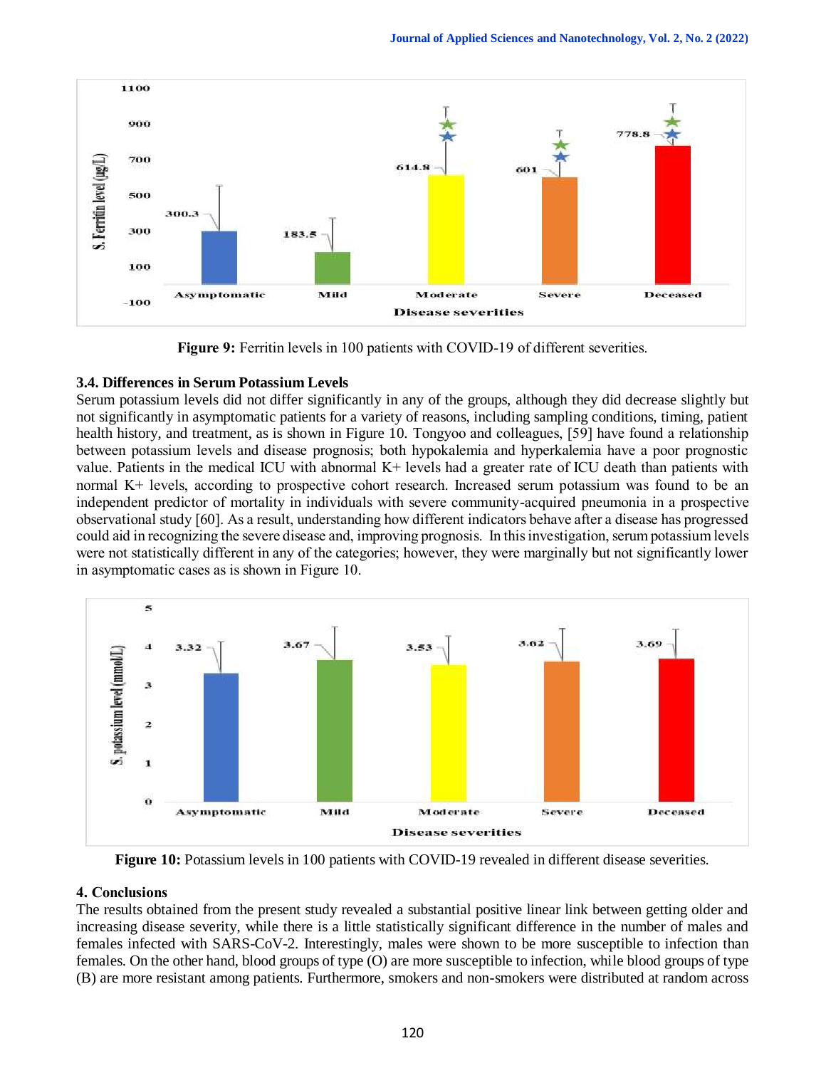**Figure 9:** Ferritin levels in 100 patients with COVID-19 of different severities.

### 3.4. Differences in Serum Potassium Levels

Serum potassium levels did not differ significantly in any of the groups, although they did decrease slightly but not significantly in asymptomatic patients for a variety of reasons, including sampling conditions, timing, patient health history, and treatment, as is shown in Figure 10. Tongyoo and colleagues, [59] have found a relationship between potassium levels and disease prognosis; both hypokalemia and hyperkalemia have a poor prognostic value. Patients in the medical ICU with abnormal K+ levels had a greater rate of ICU death than patients with normal K+ levels, according to prospective cohort research. Increased serum potassium was found to be an independent predictor of mortality in individuals with severe community-acquired pneumonia in a prospective observational study [60]. As a result, understanding how different indicators behave after a disease has progressed could aid in recognizing the severe disease and, improving prognosis. In this investigation, serum potassium levels were not statistically different in any of the categories; however, they were marginally but not significantly lower in asymptomatic cases as is shown in Figure 10.

**Figure 10:** Potassium levels in 100 patients with COVID-19 revealed in different disease severities.

## 4. Conclusions

The results obtained from the present study revealed a substantial positive linear link between getting older and increasing disease severity, while there is a little statistically significant difference in the number of males and females infected with SARS-CoV-2. Interestingly, males were shown to be more susceptible to infection than females. On the other hand, blood groups of type (O) are more susceptible to infection, while blood groups of type (B) are more resistant among patients. Furthermore, smokers and non-smokers were distributed at random across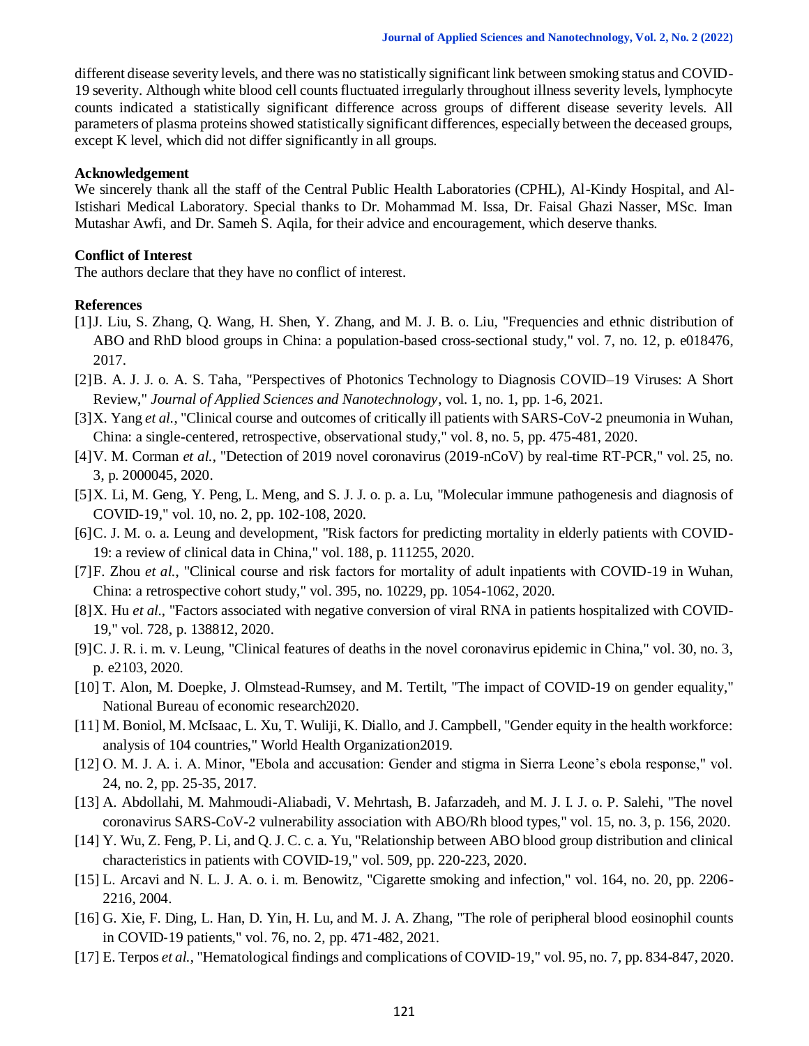different disease severity levels, and there was no statistically significant link between smoking status and COVID-19 severity. Although white blood cell counts fluctuated irregularly throughout illness severity levels, lymphocyte counts indicated a statistically significant difference across groups of different disease severity levels. All parameters of plasma proteins showed statistically significant differences, especially between the deceased groups, except K level, which did not differ significantly in all groups.

### Acknowledgement

We sincerely thank all the staff of the Central Public Health Laboratories (CPHL), Al-Kindy Hospital, and Al-Istishari Medical Laboratory. Special thanks to Dr. Mohammad M. Issa, Dr. Faisal Ghazi Nasser, MSc. Iman Mutashar Awfi, and Dr. Sameh S. Aqila, for their advice and encouragement, which deserve thanks.

### Conflict of Interest

The authors declare that they have no conflict of interest.

### References

[1] J. Liu, S. Zhang, Q. Wang, H. Shen, Y. Zhang, and M. J. B. o. Liu, "Frequencies and ethnic distribution of ABO and RhD blood groups in China: a population-based cross-sectional study," vol. 7, no. 12, p. e018476, 2017.

[2] B. A. J. J. o. A. S. Taha, "Perspectives of Photonics Technology to Diagnosis COVID–19 Viruses: A Short Review," *Journal of Applied Sciences and Nanotechnology*, vol. 1, no. 1, pp. 1-6, 2021.

[3] X. Yang *et al.*, "Clinical course and outcomes of critically ill patients with SARS-CoV-2 pneumonia in Wuhan, China: a single-centered, retrospective, observational study," vol. 8, no. 5, pp. 475-481, 2020.

[4] V. M. Corman *et al.*, "Detection of 2019 novel coronavirus (2019-nCoV) by real-time RT-PCR," vol. 25, no. 3, p. 2000045, 2020.

[5] X. Li, M. Geng, Y. Peng, L. Meng, and S. J. J. o. p. a. Lu, "Molecular immune pathogenesis and diagnosis of COVID-19," vol. 10, no. 2, pp. 102-108, 2020.

[6] C. J. M. o. a. Leung and development, "Risk factors for predicting mortality in elderly patients with COVID-19: a review of clinical data in China," vol. 188, p. 111255, 2020.

[7] F. Zhou *et al.*, "Clinical course and risk factors for mortality of adult inpatients with COVID-19 in Wuhan, China: a retrospective cohort study," vol. 395, no. 10229, pp. 1054-1062, 2020.

[8] X. Hu *et al.*, "Factors associated with negative conversion of viral RNA in patients hospitalized with COVID-19," vol. 728, p. 138812, 2020.

[9] C. J. R. i. m. v. Leung, "Clinical features of deaths in the novel coronavirus epidemic in China," vol. 30, no. 3, p. e2103, 2020.

[10] T. Alon, M. Doepke, J. Olmstead-Rumsey, and M. Tertilt, "The impact of COVID-19 on gender equality," National Bureau of economic research2020.

[11] M. Boniol, M. McIsaac, L. Xu, T. Wuliji, K. Diallo, and J. Campbell, "Gender equity in the health workforce: analysis of 104 countries," World Health Organization2019.

[12] O. M. J. A. i. A. Minor, "Ebola and accusation: Gender and stigma in Sierra Leone's ebola response," vol. 24, no. 2, pp. 25-35, 2017.

[13] A. Abdollahi, M. Mahmoudi-Aliabadi, V. Mehrtash, B. Jafarzadeh, and M. J. I. J. o. P. Salehi, "The novel coronavirus SARS-CoV-2 vulnerability association with ABO/Rh blood types," vol. 15, no. 3, p. 156, 2020.

[14] Y. Wu, Z. Feng, P. Li, and Q. J. C. c. a. Yu, "Relationship between ABO blood group distribution and clinical characteristics in patients with COVID-19," vol. 509, pp. 220-223, 2020.

[15] L. Arcavi and N. L. J. A. o. i. m. Benowitz, "Cigarette smoking and infection," vol. 164, no. 20, pp. 2206-2216, 2004.

[16] G. Xie, F. Ding, L. Han, D. Yin, H. Lu, and M. J. A. Zhang, "The role of peripheral blood eosinophil counts in COVID-19 patients," vol. 76, no. 2, pp. 471-482, 2021.

[17] E. Terpos *et al.*, "Hematological findings and complications of COVID-19," vol. 95, no. 7, pp. 834-847, 2020.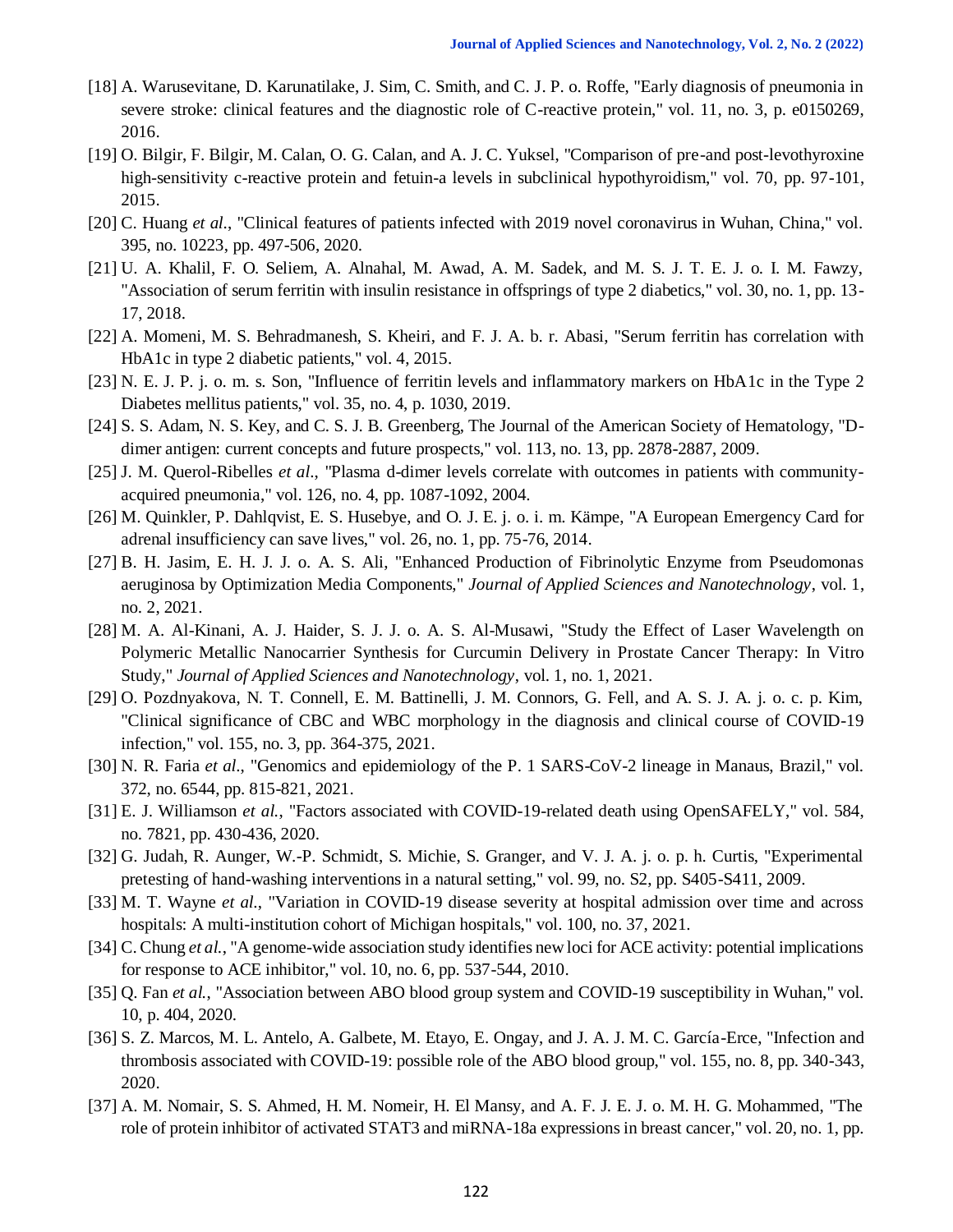[18] A. Warusevitane, D. Karunatilake, J. Sim, C. Smith, and C. J. P. o. Roffe, "Early diagnosis of pneumonia in severe stroke: clinical features and the diagnostic role of C-reactive protein," vol. 11, no. 3, p. e0150269, 2016.

[19] O. Bilgir, F. Bilgir, M. Calan, O. G. Calan, and A. J. C. Yuksel, "Comparison of pre-and post-levothyroxine high-sensitivity c-reactive protein and fetuin-a levels in subclinical hypothyroidism," vol. 70, pp. 97-101, 2015.

[20] C. Huang *et al.*, "Clinical features of patients infected with 2019 novel coronavirus in Wuhan, China," vol. 395, no. 10223, pp. 497-506, 2020.

[21] U. A. Khalil, F. O. Seliem, A. Alnahal, M. Awad, A. M. Sadek, and M. S. J. T. E. J. o. I. M. Fawzy, "Association of serum ferritin with insulin resistance in offsprings of type 2 diabetics," vol. 30, no. 1, pp. 13-17, 2018.

[22] A. Momeni, M. S. Behradmanesh, S. Kheiri, and F. J. A. b. r. Abasi, "Serum ferritin has correlation with HbA1c in type 2 diabetic patients," vol. 4, 2015.

[23] N. E. J. P. j. o. m. s. Son, "Influence of ferritin levels and inflammatory markers on HbA1c in the Type 2 Diabetes mellitus patients," vol. 35, no. 4, p. 1030, 2019.

[24] S. S. Adam, N. S. Key, and C. S. J. B. Greenberg, The Journal of the American Society of Hematology, "D-dimer antigen: current concepts and future prospects," vol. 113, no. 13, pp. 2878-2887, 2009.

[25] J. M. Querol-Ribelles *et al.*, "Plasma d-dimer levels correlate with outcomes in patients with community-acquired pneumonia," vol. 126, no. 4, pp. 1087-1092, 2004.

[26] M. Quinkler, P. Dahlqvist, E. S. Husebye, and O. J. E. j. o. i. m. Kämpe, "A European Emergency Card for adrenal insufficiency can save lives," vol. 26, no. 1, pp. 75-76, 2014.

[27] B. H. Jasim, E. H. J. J. o. A. S. Ali, "Enhanced Production of Fibrinolytic Enzyme from Pseudomonas aeruginosa by Optimization Media Components," *Journal of Applied Sciences and Nanotechnology*, vol. 1, no. 2, 2021.

[28] M. A. Al-Kinani, A. J. Haider, S. J. J. o. A. S. Al-Musawi, "Study the Effect of Laser Wavelength on Polymeric Metallic Nanocarrier Synthesis for Curcumin Delivery in Prostate Cancer Therapy: In Vitro Study," *Journal of Applied Sciences and Nanotechnology*, vol. 1, no. 1, 2021.

[29] O. Pozdnyakova, N. T. Connell, E. M. Battinelli, J. M. Connors, G. Fell, and A. S. J. A. j. o. c. p. Kim, "Clinical significance of CBC and WBC morphology in the diagnosis and clinical course of COVID-19 infection," vol. 155, no. 3, pp. 364-375, 2021.

[30] N. R. Faria *et al.*, "Genomics and epidemiology of the P. 1 SARS-CoV-2 lineage in Manaus, Brazil," vol. 372, no. 6544, pp. 815-821, 2021.

[31] E. J. Williamson *et al.*, "Factors associated with COVID-19-related death using OpenSAFELY," vol. 584, no. 7821, pp. 430-436, 2020.

[32] G. Judah, R. Aunger, W.-P. Schmidt, S. Michie, S. Granger, and V. J. A. j. o. p. h. Curtis, "Experimental pretesting of hand-washing interventions in a natural setting," vol. 99, no. S2, pp. S405-S411, 2009.

[33] M. T. Wayne *et al.*, "Variation in COVID-19 disease severity at hospital admission over time and across hospitals: A multi-institution cohort of Michigan hospitals," vol. 100, no. 37, 2021.

[34] C. Chung *et al.*, "A genome-wide association study identifies new loci for ACE activity: potential implications for response to ACE inhibitor," vol. 10, no. 6, pp. 537-544, 2010.

[35] Q. Fan *et al.*, "Association between ABO blood group system and COVID-19 susceptibility in Wuhan," vol. 10, p. 404, 2020.

[36] S. Z. Marcos, M. L. Antelo, A. Galbete, M. Etayo, E. Ongay, and J. A. J. M. C. García-Erce, "Infection and thrombosis associated with COVID-19: possible role of the ABO blood group," vol. 155, no. 8, pp. 340-343, 2020.

[37] A. M. Nomair, S. S. Ahmed, H. M. Nomeir, H. El Mansy, and A. F. J. E. J. o. M. H. G. Mohammed, "The role of protein inhibitor of activated STAT3 and miRNA-18a expressions in breast cancer," vol. 20, no. 1, pp.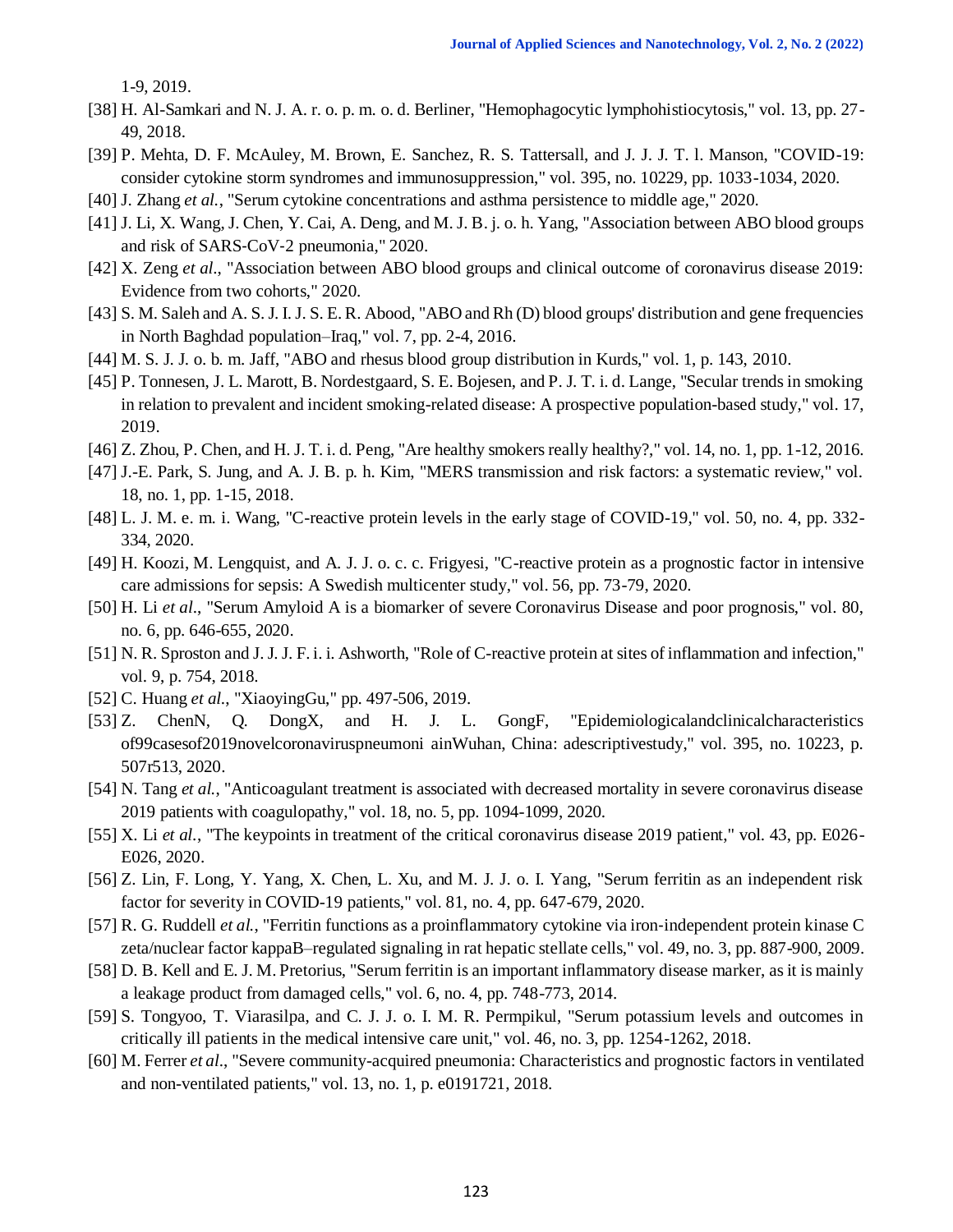1-9, 2019.

[38] H. Al-Samkari and N. J. A. r. o. p. m. o. d. Berliner, "Hemophagocytic lymphohistiocytosis," vol. 13, pp. 27-49, 2018.

[39] P. Mehta, D. F. McAuley, M. Brown, E. Sanchez, R. S. Tattersall, and J. J. J. T. l. Manson, "COVID-19: consider cytokine storm syndromes and immunosuppression," vol. 395, no. 10229, pp. 1033-1034, 2020.

[40] J. Zhang *et al.*, "Serum cytokine concentrations and asthma persistence to middle age," 2020.

[41] J. Li, X. Wang, J. Chen, Y. Cai, A. Deng, and M. J. B. j. o. h. Yang, "Association between ABO blood groups and risk of SARS-CoV-2 pneumonia," 2020.

[42] X. Zeng *et al.*, "Association between ABO blood groups and clinical outcome of coronavirus disease 2019: Evidence from two cohorts," 2020.

[43] S. M. Saleh and A. S. J. I. J. S. E. R. Abood, "ABO and Rh (D) blood groups' distribution and gene frequencies in North Baghdad population–Iraq," vol. 7, pp. 2-4, 2016.

[44] M. S. J. J. o. b. m. Jaff, "ABO and rhesus blood group distribution in Kurds," vol. 1, p. 143, 2010.

[45] P. Tonnesen, J. L. Marott, B. Nordestgaard, S. E. Bojesen, and P. J. T. i. d. Lange, "Secular trends in smoking in relation to prevalent and incident smoking-related disease: A prospective population-based study," vol. 17, 2019.

[46] Z. Zhou, P. Chen, and H. J. T. i. d. Peng, "Are healthy smokers really healthy?," vol. 14, no. 1, pp. 1-12, 2016.

[47] J.-E. Park, S. Jung, and A. J. B. p. h. Kim, "MERS transmission and risk factors: a systematic review," vol. 18, no. 1, pp. 1-15, 2018.

[48] L. J. M. e. m. i. Wang, "C-reactive protein levels in the early stage of COVID-19," vol. 50, no. 4, pp. 332-334, 2020.

[49] H. Koozi, M. Lengquist, and A. J. J. o. c. c. Frigyesi, "C-reactive protein as a prognostic factor in intensive care admissions for sepsis: A Swedish multicenter study," vol. 56, pp. 73-79, 2020.

[50] H. Li *et al.*, "Serum Amyloid A is a biomarker of severe Coronavirus Disease and poor prognosis," vol. 80, no. 6, pp. 646-655, 2020.

[51] N. R. Sproston and J. J. J. F. i. i. Ashworth, "Role of C-reactive protein at sites of inflammation and infection," vol. 9, p. 754, 2018.

[52] C. Huang *et al.*, "XiaoyingGu," pp. 497-506, 2019.

[53] Z. ChenN, Q. DongX, and H. J. L. GongF, "Epidemiologicalandclinicalcharacteristics of99casesof2019novelcoronaviruspneumoni ainWuhan, China: adescriptivestudy," vol. 395, no. 10223, p. 507r513, 2020.

[54] N. Tang *et al.*, "Anticoagulant treatment is associated with decreased mortality in severe coronavirus disease 2019 patients with coagulopathy," vol. 18, no. 5, pp. 1094-1099, 2020.

[55] X. Li *et al.*, "The keypoints in treatment of the critical coronavirus disease 2019 patient," vol. 43, pp. E026-E026, 2020.

[56] Z. Lin, F. Long, Y. Yang, X. Chen, L. Xu, and M. J. J. o. I. Yang, "Serum ferritin as an independent risk factor for severity in COVID-19 patients," vol. 81, no. 4, pp. 647-679, 2020.

[57] R. G. Ruddell *et al.*, "Ferritin functions as a proinflammatory cytokine via iron-independent protein kinase C zeta/nuclear factor kappaB–regulated signaling in rat hepatic stellate cells," vol. 49, no. 3, pp. 887-900, 2009.

[58] D. B. Kell and E. J. M. Pretorius, "Serum ferritin is an important inflammatory disease marker, as it is mainly a leakage product from damaged cells," vol. 6, no. 4, pp. 748-773, 2014.

[59] S. Tongyoo, T. Viarasilpa, and C. J. J. o. I. M. R. Permpikul, "Serum potassium levels and outcomes in critically ill patients in the medical intensive care unit," vol. 46, no. 3, pp. 1254-1262, 2018.

[60] M. Ferrer *et al.*, "Severe community-acquired pneumonia: Characteristics and prognostic factors in ventilated and non-ventilated patients," vol. 13, no. 1, p. e0191721, 2018.